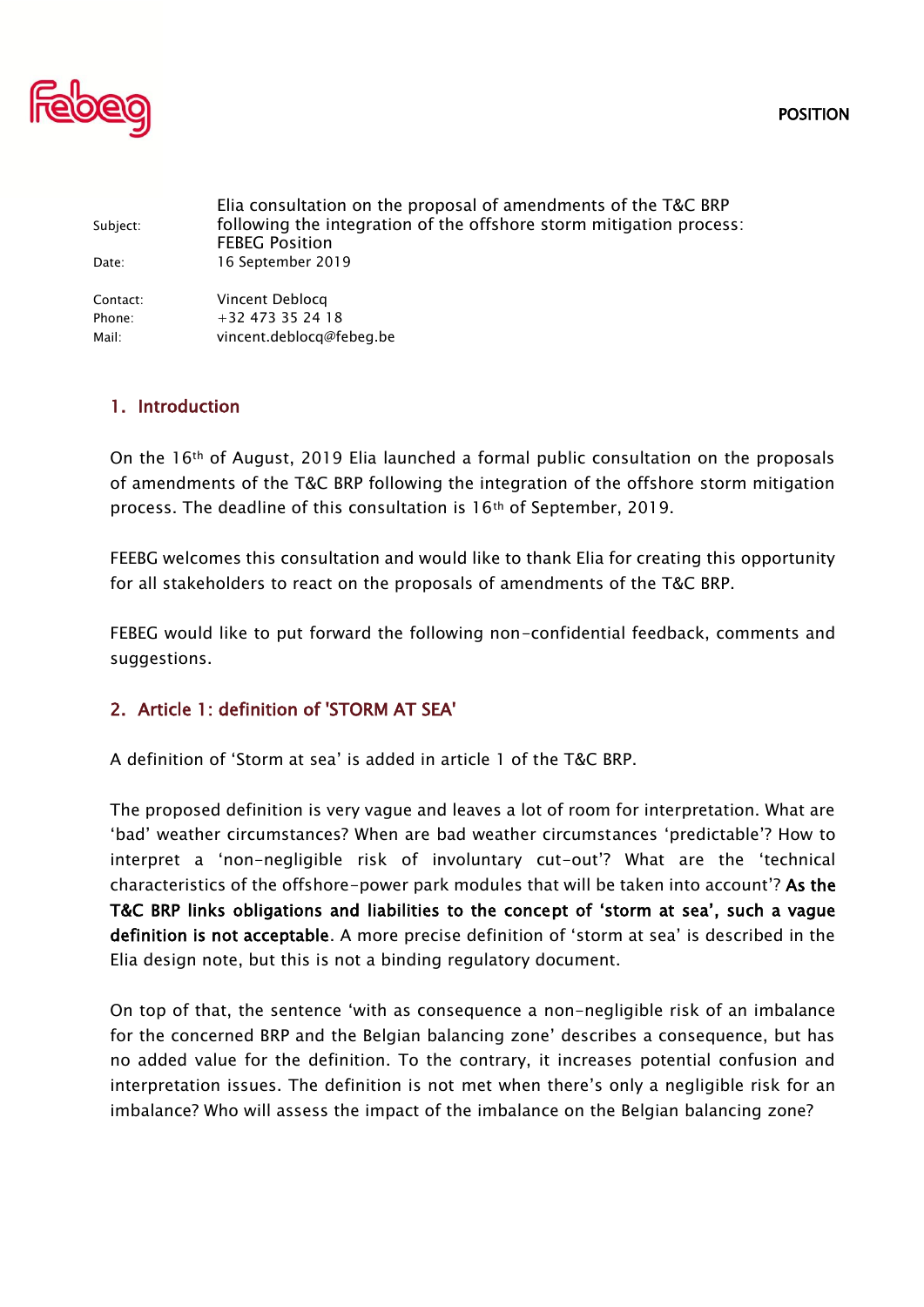POSITION

| | |
|---|---|
| Subject: | Elia consultation on the proposal of amendments of the T&C BRP following the integration of the offshore storm mitigation process: FEBEG Position |
| Date: | 16 September 2019 |
| Contact: | Vincent Deblocq |
| Phone: | +32 473 35 24 18 |
| Mail: | vincent.deblocq@febeg.be |

## 1. Introduction

On the 16th of August, 2019 Elia launched a formal public consultation on the proposals of amendments of the T&C BRP following the integration of the offshore storm mitigation process. The deadline of this consultation is 16th of September, 2019.

FEEBG welcomes this consultation and would like to thank Elia for creating this opportunity for all stakeholders to react on the proposals of amendments of the T&C BRP.

FEBEG would like to put forward the following non-confidential feedback, comments and suggestions.

## 2. Article 1: definition of 'STORM AT SEA'

A definition of 'Storm at sea' is added in article 1 of the T&C BRP.

The proposed definition is very vague and leaves a lot of room for interpretation. What are 'bad' weather circumstances? When are bad weather circumstances 'predictable'? How to interpret a 'non-negligible risk of involuntary cut-out'? What are the 'technical characteristics of the offshore-power park modules that will be taken into account'? **As the T&C BRP links obligations and liabilities to the concept of 'storm at sea', such a vague definition is not acceptable**. A more precise definition of 'storm at sea' is described in the Elia design note, but this is not a binding regulatory document.

On top of that, the sentence 'with as consequence a non-negligible risk of an imbalance for the concerned BRP and the Belgian balancing zone' describes a consequence, but has no added value for the definition. To the contrary, it increases potential confusion and interpretation issues. The definition is not met when there's only a negligible risk for an imbalance? Who will assess the impact of the imbalance on the Belgian balancing zone?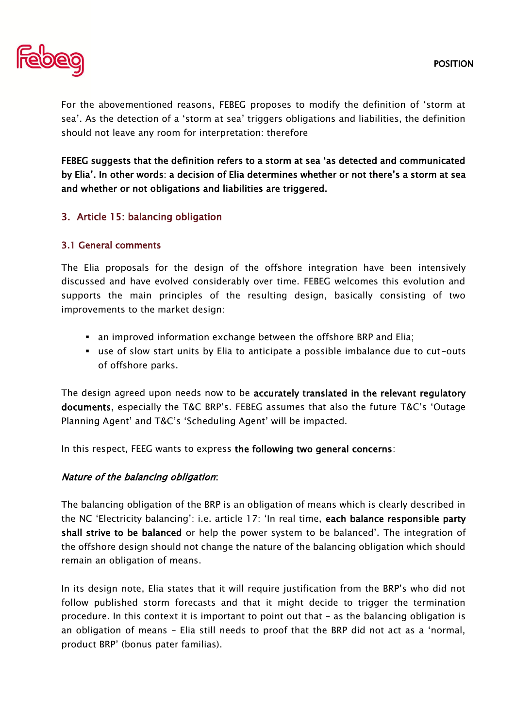For the abovementioned reasons, FEBEG proposes to modify the definition of 'storm at sea'. As the detection of a 'storm at sea' triggers obligations and liabilities, the definition should not leave any room for interpretation: therefore

**FEBEG suggests that the definition refers to a storm at sea 'as detected and communicated by Elia'. In other words: a decision of Elia determines whether or not there's a storm at sea and whether or not obligations and liabilities are triggered.**

## 3. Article 15: balancing obligation

### 3.1 General comments

The Elia proposals for the design of the offshore integration have been intensively discussed and have evolved considerably over time. FEBEG welcomes this evolution and supports the main principles of the resulting design, basically consisting of two improvements to the market design:

- an improved information exchange between the offshore BRP and Elia;
- use of slow start units by Elia to anticipate a possible imbalance due to cut-outs of offshore parks.

The design agreed upon needs now to be **accurately translated in the relevant regulatory documents**, especially the T&C BRP's. FEBEG assumes that also the future T&C's 'Outage Planning Agent' and T&C's 'Scheduling Agent' will be impacted.

In this respect, FEEG wants to express **the following two general concerns**:

*Nature of the balancing obligation*:

The balancing obligation of the BRP is an obligation of means which is clearly described in the NC 'Electricity balancing': i.e. article 17: 'In real time, **each balance responsible party shall strive to be balanced** or help the power system to be balanced'. The integration of the offshore design should not change the nature of the balancing obligation which should remain an obligation of means.

In its design note, Elia states that it will require justification from the BRP's who did not follow published storm forecasts and that it might decide to trigger the termination procedure. In this context it is important to point out that – as the balancing obligation is an obligation of means – Elia still needs to proof that the BRP did not act as a 'normal, product BRP' (bonus pater familias).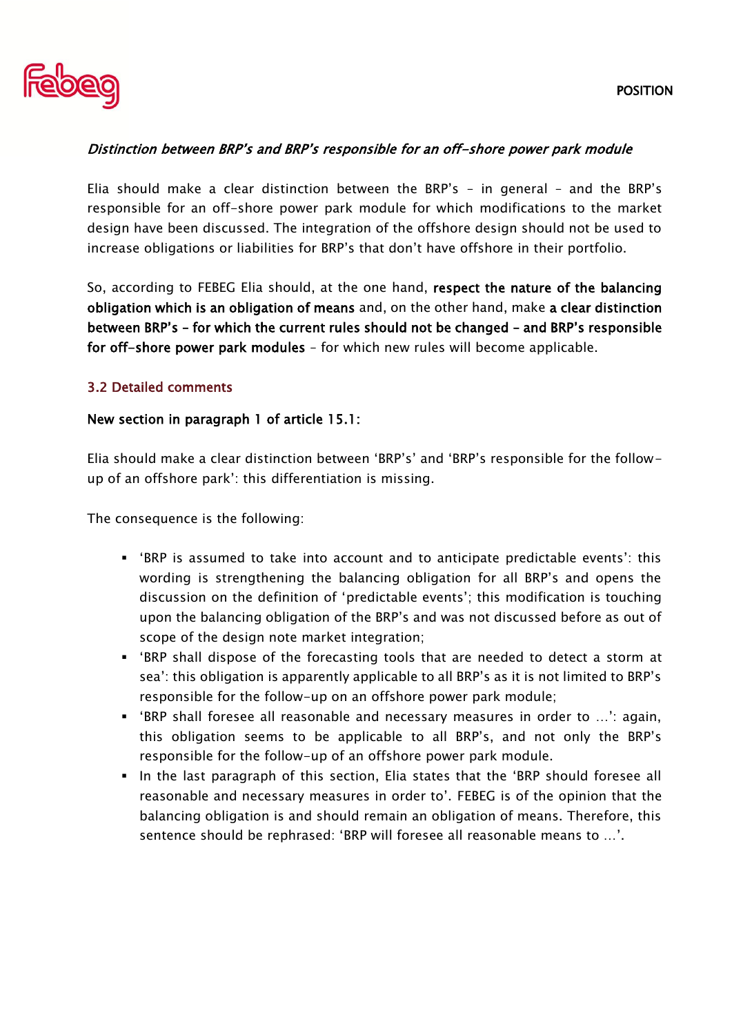*Distinction between BRP's and BRP's responsible for an off-shore power park module*

Elia should make a clear distinction between the BRP's – in general – and the BRP's responsible for an off-shore power park module for which modifications to the market design have been discussed. The integration of the offshore design should not be used to increase obligations or liabilities for BRP's that don't have offshore in their portfolio.

So, according to FEBEG Elia should, at the one hand, **respect the nature of the balancing obligation which is an obligation of means** and, on the other hand, make **a clear distinction between BRP's – for which the current rules should not be changed – and BRP's responsible for off-shore power park modules** – for which new rules will become applicable.

## 3.2 Detailed comments

**New section in paragraph 1 of article 15.1:**

Elia should make a clear distinction between 'BRP's' and 'BRP's responsible for the follow-up of an offshore park': this differentiation is missing.

The consequence is the following:

- 'BRP is assumed to take into account and to anticipate predictable events': this wording is strengthening the balancing obligation for all BRP's and opens the discussion on the definition of 'predictable events'; this modification is touching upon the balancing obligation of the BRP's and was not discussed before as out of scope of the design note market integration;
- 'BRP shall dispose of the forecasting tools that are needed to detect a storm at sea': this obligation is apparently applicable to all BRP's as it is not limited to BRP's responsible for the follow-up on an offshore power park module;
- 'BRP shall foresee all reasonable and necessary measures in order to …': again, this obligation seems to be applicable to all BRP's, and not only the BRP's responsible for the follow-up of an offshore power park module.
- In the last paragraph of this section, Elia states that the 'BRP should foresee all reasonable and necessary measures in order to'. FEBEG is of the opinion that the balancing obligation is and should remain an obligation of means. Therefore, this sentence should be rephrased: 'BRP will foresee all reasonable means to …'.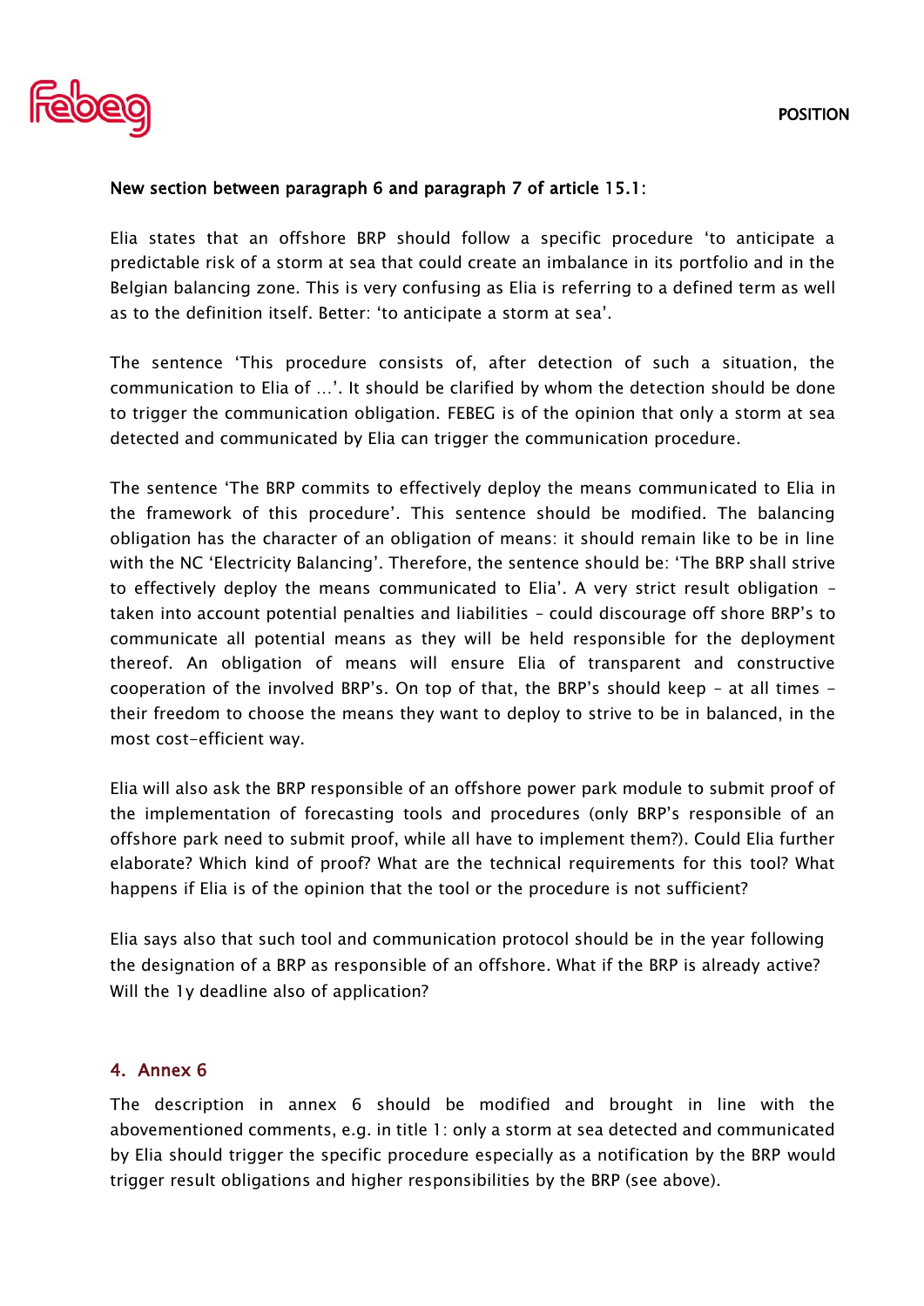**New section between paragraph 6 and paragraph 7 of article 15.1:**

Elia states that an offshore BRP should follow a specific procedure 'to anticipate a predictable risk of a storm at sea that could create an imbalance in its portfolio and in the Belgian balancing zone. This is very confusing as Elia is referring to a defined term as well as to the definition itself. Better: 'to anticipate a storm at sea'.

The sentence 'This procedure consists of, after detection of such a situation, the communication to Elia of …'. It should be clarified by whom the detection should be done to trigger the communication obligation. FEBEG is of the opinion that only a storm at sea detected and communicated by Elia can trigger the communication procedure.

The sentence 'The BRP commits to effectively deploy the means communicated to Elia in the framework of this procedure'. This sentence should be modified. The balancing obligation has the character of an obligation of means: it should remain like to be in line with the NC 'Electricity Balancing'. Therefore, the sentence should be: 'The BRP shall strive to effectively deploy the means communicated to Elia'. A very strict result obligation – taken into account potential penalties and liabilities – could discourage off shore BRP's to communicate all potential means as they will be held responsible for the deployment thereof. An obligation of means will ensure Elia of transparent and constructive cooperation of the involved BRP's. On top of that, the BRP's should keep – at all times – their freedom to choose the means they want to deploy to strive to be in balanced, in the most cost-efficient way.

Elia will also ask the BRP responsible of an offshore power park module to submit proof of the implementation of forecasting tools and procedures (only BRP's responsible of an offshore park need to submit proof, while all have to implement them?). Could Elia further elaborate? Which kind of proof? What are the technical requirements for this tool? What happens if Elia is of the opinion that the tool or the procedure is not sufficient?

Elia says also that such tool and communication protocol should be in the year following the designation of a BRP as responsible of an offshore. What if the BRP is already active? Will the 1y deadline also of application?

## 4. Annex 6

The description in annex 6 should be modified and brought in line with the abovementioned comments, e.g. in title 1: only a storm at sea detected and communicated by Elia should trigger the specific procedure especially as a notification by the BRP would trigger result obligations and higher responsibilities by the BRP (see above).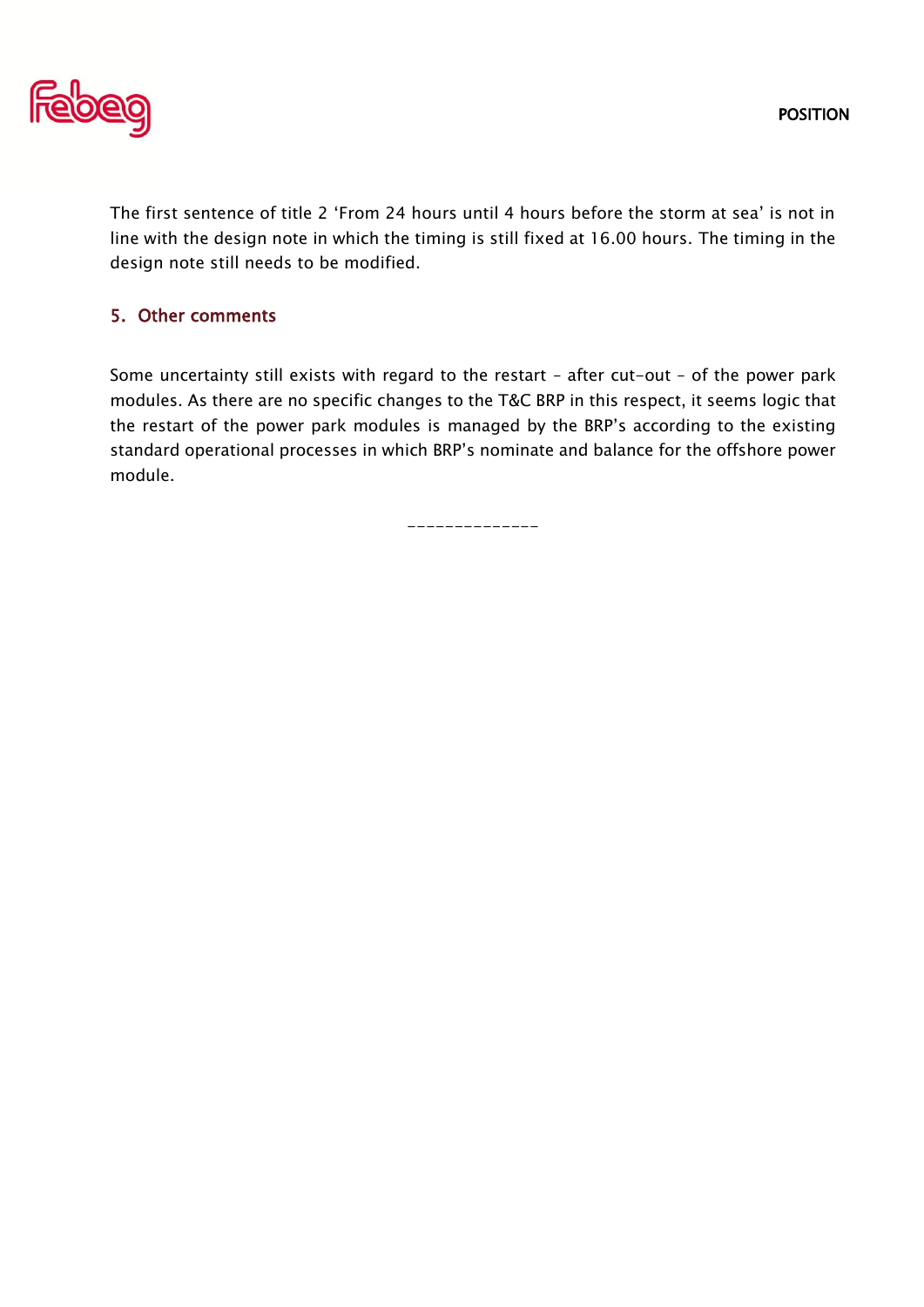The first sentence of title 2 'From 24 hours until 4 hours before the storm at sea' is not in line with the design note in which the timing is still fixed at 16.00 hours. The timing in the design note still needs to be modified.

## 5. Other comments

Some uncertainty still exists with regard to the restart – after cut-out – of the power park modules. As there are no specific changes to the T&C BRP in this respect, it seems logic that the restart of the power park modules is managed by the BRP's according to the existing standard operational processes in which BRP's nominate and balance for the offshore power module.

--------------